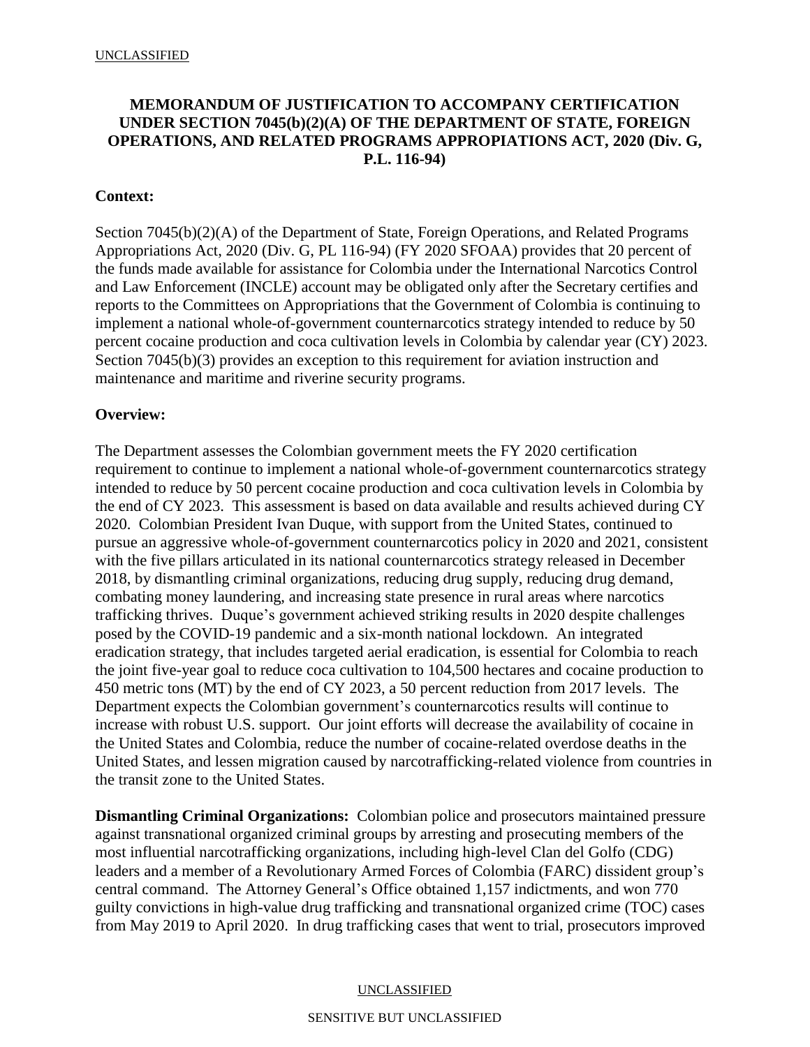**MEMORANDUM OF JUSTIFICATION TO ACCOMPANY CERTIFICATION UNDER SECTION 7045(b)(2)(A) OF THE DEPARTMENT OF STATE, FOREIGN OPERATIONS, AND RELATED PROGRAMS APPROPIATIONS ACT, 2020 (Div. G, P.L. 116-94)**

**Context:**

Section 7045(b)(2)(A) of the Department of State, Foreign Operations, and Related Programs Appropriations Act, 2020 (Div. G, PL 116-94) (FY 2020 SFOAA) provides that 20 percent of the funds made available for assistance for Colombia under the International Narcotics Control and Law Enforcement (INCLE) account may be obligated only after the Secretary certifies and reports to the Committees on Appropriations that the Government of Colombia is continuing to implement a national whole-of-government counternarcotics strategy intended to reduce by 50 percent cocaine production and coca cultivation levels in Colombia by calendar year (CY) 2023. Section 7045(b)(3) provides an exception to this requirement for aviation instruction and maintenance and maritime and riverine security programs.

**Overview:**

The Department assesses the Colombian government meets the FY 2020 certification requirement to continue to implement a national whole-of-government counternarcotics strategy intended to reduce by 50 percent cocaine production and coca cultivation levels in Colombia by the end of CY 2023. This assessment is based on data available and results achieved during CY 2020. Colombian President Ivan Duque, with support from the United States, continued to pursue an aggressive whole-of-government counternarcotics policy in 2020 and 2021, consistent with the five pillars articulated in its national counternarcotics strategy released in December 2018, by dismantling criminal organizations, reducing drug supply, reducing drug demand, combating money laundering, and increasing state presence in rural areas where narcotics trafficking thrives. Duque's government achieved striking results in 2020 despite challenges posed by the COVID-19 pandemic and a six-month national lockdown. An integrated eradication strategy, that includes targeted aerial eradication, is essential for Colombia to reach the joint five-year goal to reduce coca cultivation to 104,500 hectares and cocaine production to 450 metric tons (MT) by the end of CY 2023, a 50 percent reduction from 2017 levels. The Department expects the Colombian government's counternarcotics results will continue to increase with robust U.S. support. Our joint efforts will decrease the availability of cocaine in the United States and Colombia, reduce the number of cocaine-related overdose deaths in the United States, and lessen migration caused by narcotrafficking-related violence from countries in the transit zone to the United States.

**Dismantling Criminal Organizations:** Colombian police and prosecutors maintained pressure against transnational organized criminal groups by arresting and prosecuting members of the most influential narcotrafficking organizations, including high-level Clan del Golfo (CDG) leaders and a member of a Revolutionary Armed Forces of Colombia (FARC) dissident group's central command. The Attorney General's Office obtained 1,157 indictments, and won 770 guilty convictions in high-value drug trafficking and transnational organized crime (TOC) cases from May 2019 to April 2020. In drug trafficking cases that went to trial, prosecutors improved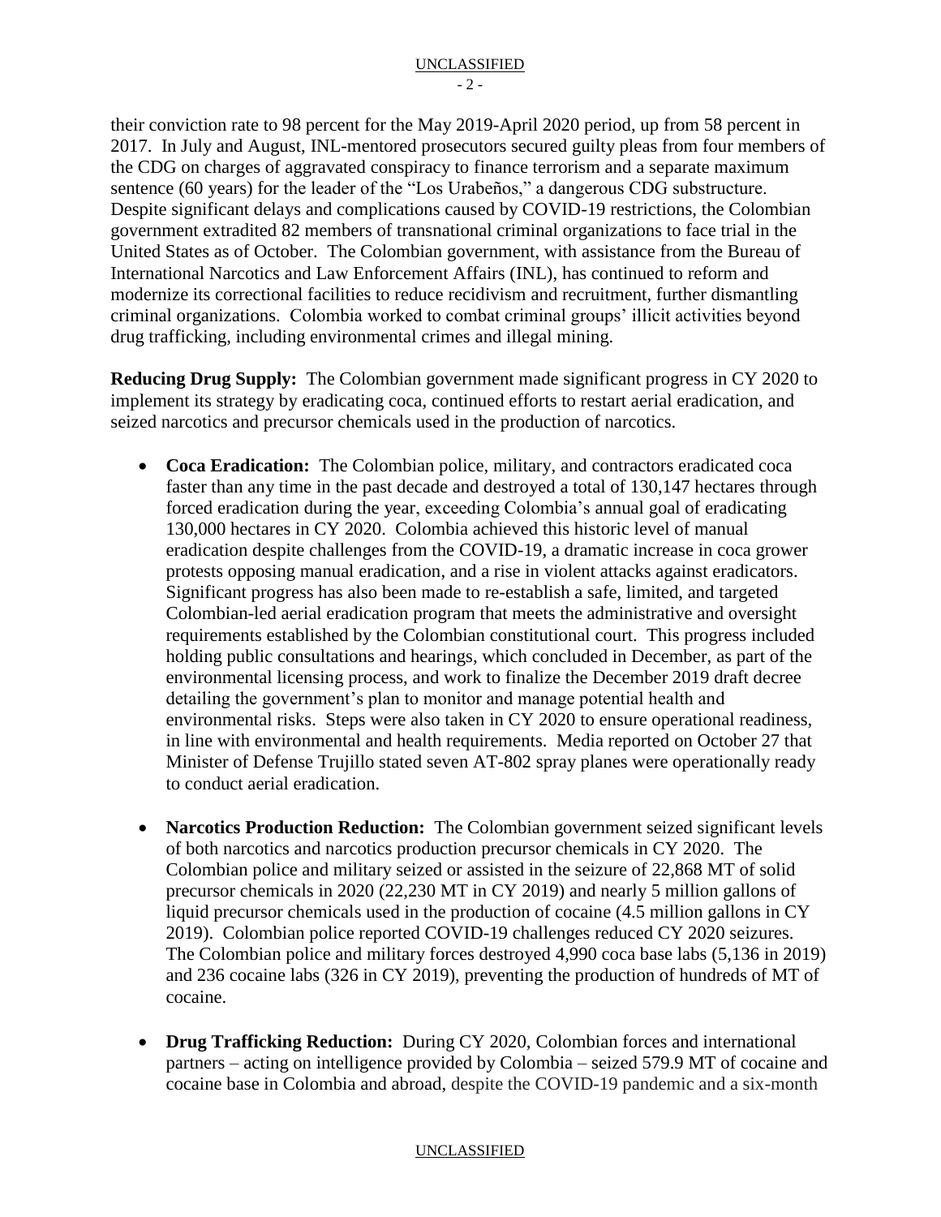their conviction rate to 98 percent for the May 2019-April 2020 period, up from 58 percent in 2017. In July and August, INL-mentored prosecutors secured guilty pleas from four members of the CDG on charges of aggravated conspiracy to finance terrorism and a separate maximum sentence (60 years) for the leader of the "Los Urabeños," a dangerous CDG substructure. Despite significant delays and complications caused by COVID-19 restrictions, the Colombian government extradited 82 members of transnational criminal organizations to face trial in the United States as of October. The Colombian government, with assistance from the Bureau of International Narcotics and Law Enforcement Affairs (INL), has continued to reform and modernize its correctional facilities to reduce recidivism and recruitment, further dismantling criminal organizations. Colombia worked to combat criminal groups' illicit activities beyond drug trafficking, including environmental crimes and illegal mining.

**Reducing Drug Supply:** The Colombian government made significant progress in CY 2020 to implement its strategy by eradicating coca, continued efforts to restart aerial eradication, and seized narcotics and precursor chemicals used in the production of narcotics.

- **Coca Eradication:** The Colombian police, military, and contractors eradicated coca faster than any time in the past decade and destroyed a total of 130,147 hectares through forced eradication during the year, exceeding Colombia's annual goal of eradicating 130,000 hectares in CY 2020. Colombia achieved this historic level of manual eradication despite challenges from the COVID-19, a dramatic increase in coca grower protests opposing manual eradication, and a rise in violent attacks against eradicators. Significant progress has also been made to re-establish a safe, limited, and targeted Colombian-led aerial eradication program that meets the administrative and oversight requirements established by the Colombian constitutional court. This progress included holding public consultations and hearings, which concluded in December, as part of the environmental licensing process, and work to finalize the December 2019 draft decree detailing the government's plan to monitor and manage potential health and environmental risks. Steps were also taken in CY 2020 to ensure operational readiness, in line with environmental and health requirements. Media reported on October 27 that Minister of Defense Trujillo stated seven AT-802 spray planes were operationally ready to conduct aerial eradication.

- **Narcotics Production Reduction:** The Colombian government seized significant levels of both narcotics and narcotics production precursor chemicals in CY 2020. The Colombian police and military seized or assisted in the seizure of 22,868 MT of solid precursor chemicals in 2020 (22,230 MT in CY 2019) and nearly 5 million gallons of liquid precursor chemicals used in the production of cocaine (4.5 million gallons in CY 2019). Colombian police reported COVID-19 challenges reduced CY 2020 seizures. The Colombian police and military forces destroyed 4,990 coca base labs (5,136 in 2019) and 236 cocaine labs (326 in CY 2019), preventing the production of hundreds of MT of cocaine.

- **Drug Trafficking Reduction:** During CY 2020, Colombian forces and international partners – acting on intelligence provided by Colombia – seized 579.9 MT of cocaine and cocaine base in Colombia and abroad, despite the COVID-19 pandemic and a six-month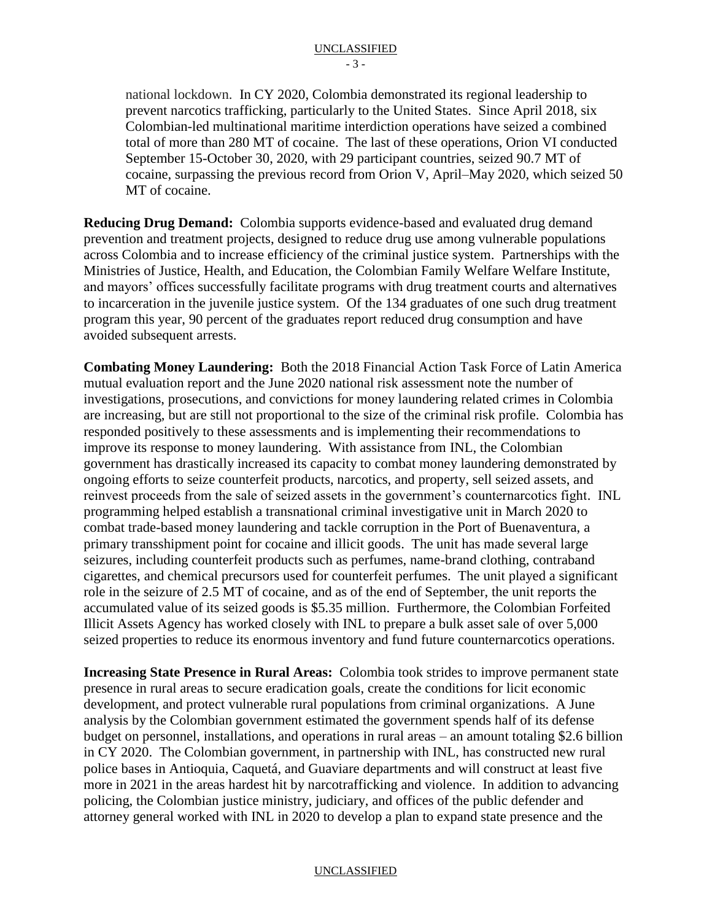national lockdown. In CY 2020, Colombia demonstrated its regional leadership to prevent narcotics trafficking, particularly to the United States. Since April 2018, six Colombian-led multinational maritime interdiction operations have seized a combined total of more than 280 MT of cocaine. The last of these operations, Orion VI conducted September 15-October 30, 2020, with 29 participant countries, seized 90.7 MT of cocaine, surpassing the previous record from Orion V, April–May 2020, which seized 50 MT of cocaine.

**Reducing Drug Demand:** Colombia supports evidence-based and evaluated drug demand prevention and treatment projects, designed to reduce drug use among vulnerable populations across Colombia and to increase efficiency of the criminal justice system. Partnerships with the Ministries of Justice, Health, and Education, the Colombian Family Welfare Welfare Institute, and mayors' offices successfully facilitate programs with drug treatment courts and alternatives to incarceration in the juvenile justice system. Of the 134 graduates of one such drug treatment program this year, 90 percent of the graduates report reduced drug consumption and have avoided subsequent arrests.

**Combating Money Laundering:** Both the 2018 Financial Action Task Force of Latin America mutual evaluation report and the June 2020 national risk assessment note the number of investigations, prosecutions, and convictions for money laundering related crimes in Colombia are increasing, but are still not proportional to the size of the criminal risk profile. Colombia has responded positively to these assessments and is implementing their recommendations to improve its response to money laundering. With assistance from INL, the Colombian government has drastically increased its capacity to combat money laundering demonstrated by ongoing efforts to seize counterfeit products, narcotics, and property, sell seized assets, and reinvest proceeds from the sale of seized assets in the government's counternarcotics fight. INL programming helped establish a transnational criminal investigative unit in March 2020 to combat trade-based money laundering and tackle corruption in the Port of Buenaventura, a primary transshipment point for cocaine and illicit goods. The unit has made several large seizures, including counterfeit products such as perfumes, name-brand clothing, contraband cigarettes, and chemical precursors used for counterfeit perfumes. The unit played a significant role in the seizure of 2.5 MT of cocaine, and as of the end of September, the unit reports the accumulated value of its seized goods is $5.35 million. Furthermore, the Colombian Forfeited Illicit Assets Agency has worked closely with INL to prepare a bulk asset sale of over 5,000 seized properties to reduce its enormous inventory and fund future counternarcotics operations.

**Increasing State Presence in Rural Areas:** Colombia took strides to improve permanent state presence in rural areas to secure eradication goals, create the conditions for licit economic development, and protect vulnerable rural populations from criminal organizations. A June analysis by the Colombian government estimated the government spends half of its defense budget on personnel, installations, and operations in rural areas – an amount totaling $2.6 billion in CY 2020. The Colombian government, in partnership with INL, has constructed new rural police bases in Antioquia, Caquetá, and Guaviare departments and will construct at least five more in 2021 in the areas hardest hit by narcotrafficking and violence. In addition to advancing policing, the Colombian justice ministry, judiciary, and offices of the public defender and attorney general worked with INL in 2020 to develop a plan to expand state presence and the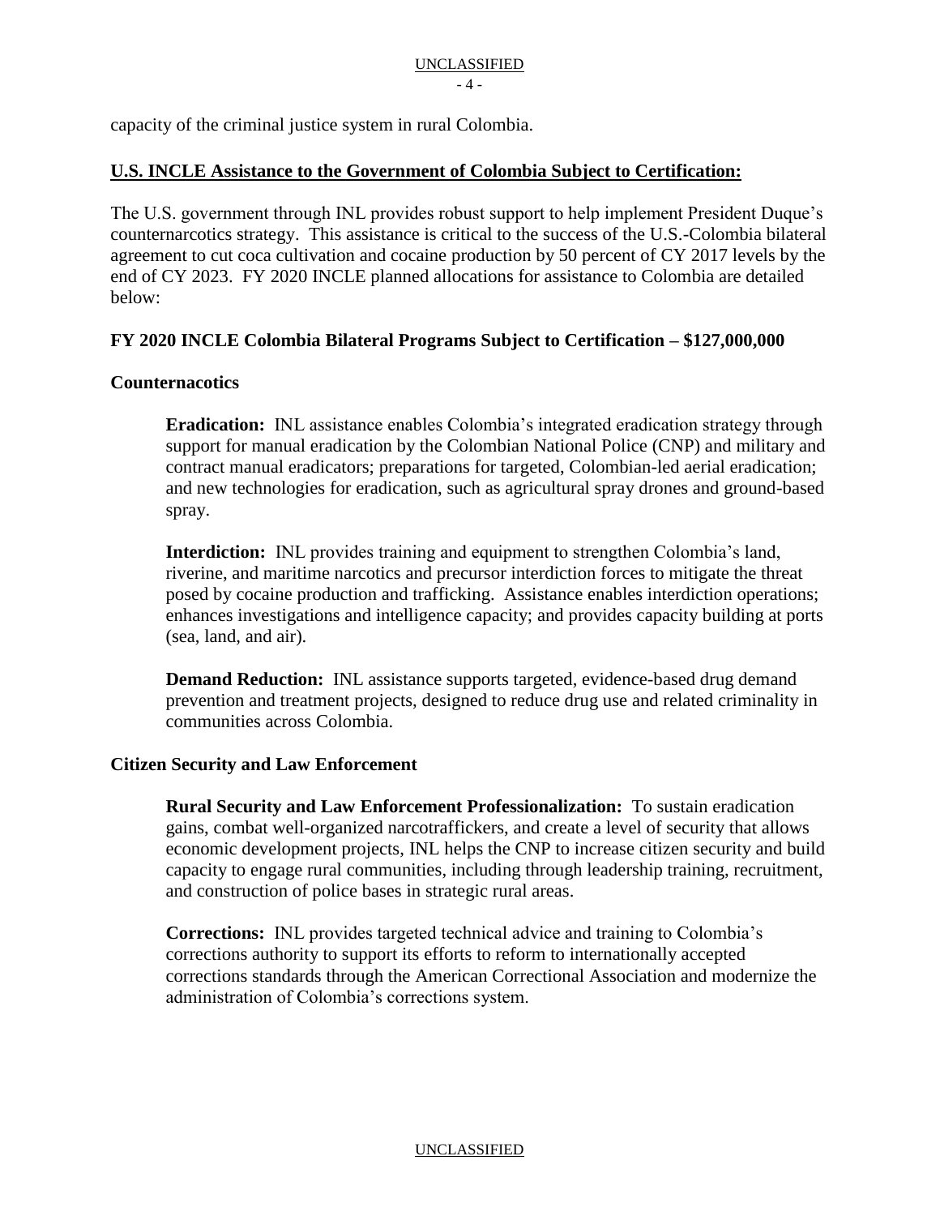capacity of the criminal justice system in rural Colombia.

## U.S. INCLE Assistance to the Government of Colombia Subject to Certification:

The U.S. government through INL provides robust support to help implement President Duque's counternarcotics strategy. This assistance is critical to the success of the U.S.-Colombia bilateral agreement to cut coca cultivation and cocaine production by 50 percent of CY 2017 levels by the end of CY 2023. FY 2020 INCLE planned allocations for assistance to Colombia are detailed below:

### FY 2020 INCLE Colombia Bilateral Programs Subject to Certification – $127,000,000

#### Counternacotics

**Eradication:** INL assistance enables Colombia's integrated eradication strategy through support for manual eradication by the Colombian National Police (CNP) and military and contract manual eradicators; preparations for targeted, Colombian-led aerial eradication; and new technologies for eradication, such as agricultural spray drones and ground-based spray.

**Interdiction:** INL provides training and equipment to strengthen Colombia's land, riverine, and maritime narcotics and precursor interdiction forces to mitigate the threat posed by cocaine production and trafficking. Assistance enables interdiction operations; enhances investigations and intelligence capacity; and provides capacity building at ports (sea, land, and air).

**Demand Reduction:** INL assistance supports targeted, evidence-based drug demand prevention and treatment projects, designed to reduce drug use and related criminality in communities across Colombia.

#### Citizen Security and Law Enforcement

**Rural Security and Law Enforcement Professionalization:** To sustain eradication gains, combat well-organized narcotraffickers, and create a level of security that allows economic development projects, INL helps the CNP to increase citizen security and build capacity to engage rural communities, including through leadership training, recruitment, and construction of police bases in strategic rural areas.

**Corrections:** INL provides targeted technical advice and training to Colombia's corrections authority to support its efforts to reform to internationally accepted corrections standards through the American Correctional Association and modernize the administration of Colombia's corrections system.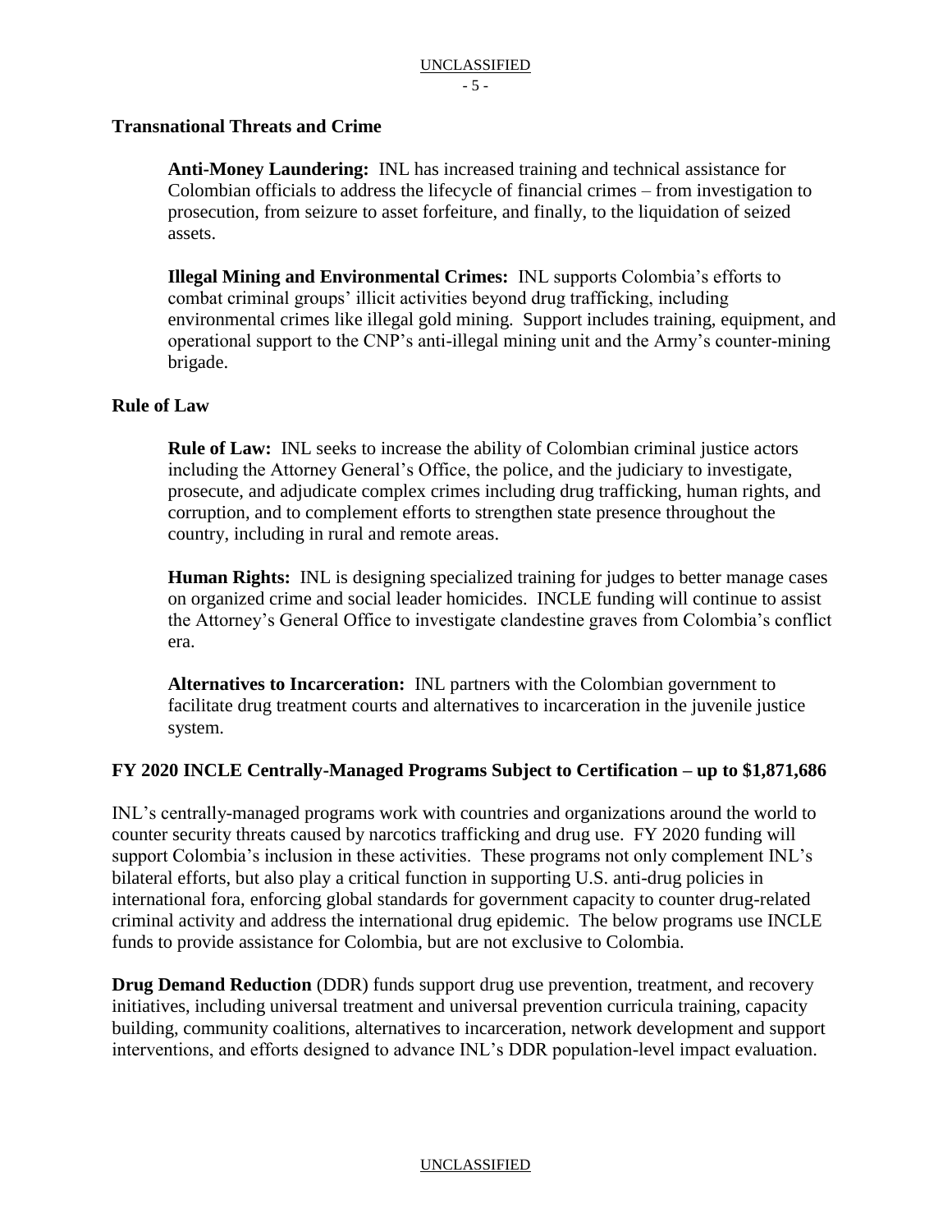## Transnational Threats and Crime

**Anti-Money Laundering:** INL has increased training and technical assistance for Colombian officials to address the lifecycle of financial crimes – from investigation to prosecution, from seizure to asset forfeiture, and finally, to the liquidation of seized assets.

**Illegal Mining and Environmental Crimes:** INL supports Colombia's efforts to combat criminal groups' illicit activities beyond drug trafficking, including environmental crimes like illegal gold mining. Support includes training, equipment, and operational support to the CNP's anti-illegal mining unit and the Army's counter-mining brigade.

## Rule of Law

**Rule of Law:** INL seeks to increase the ability of Colombian criminal justice actors including the Attorney General's Office, the police, and the judiciary to investigate, prosecute, and adjudicate complex crimes including drug trafficking, human rights, and corruption, and to complement efforts to strengthen state presence throughout the country, including in rural and remote areas.

**Human Rights:** INL is designing specialized training for judges to better manage cases on organized crime and social leader homicides. INCLE funding will continue to assist the Attorney's General Office to investigate clandestine graves from Colombia's conflict era.

**Alternatives to Incarceration:** INL partners with the Colombian government to facilitate drug treatment courts and alternatives to incarceration in the juvenile justice system.

## FY 2020 INCLE Centrally-Managed Programs Subject to Certification – up to $1,871,686

INL's centrally-managed programs work with countries and organizations around the world to counter security threats caused by narcotics trafficking and drug use. FY 2020 funding will support Colombia's inclusion in these activities. These programs not only complement INL's bilateral efforts, but also play a critical function in supporting U.S. anti-drug policies in international fora, enforcing global standards for government capacity to counter drug-related criminal activity and address the international drug epidemic. The below programs use INCLE funds to provide assistance for Colombia, but are not exclusive to Colombia.

**Drug Demand Reduction** (DDR) funds support drug use prevention, treatment, and recovery initiatives, including universal treatment and universal prevention curricula training, capacity building, community coalitions, alternatives to incarceration, network development and support interventions, and efforts designed to advance INL's DDR population-level impact evaluation.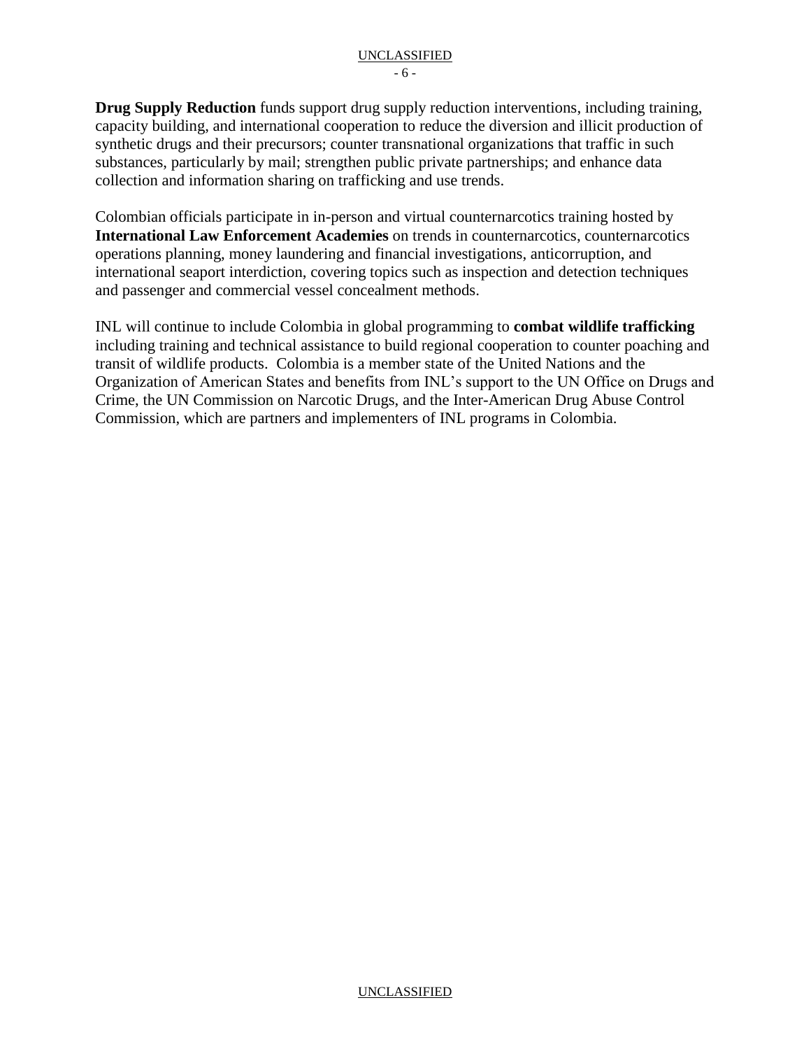**Drug Supply Reduction** funds support drug supply reduction interventions, including training, capacity building, and international cooperation to reduce the diversion and illicit production of synthetic drugs and their precursors; counter transnational organizations that traffic in such substances, particularly by mail; strengthen public private partnerships; and enhance data collection and information sharing on trafficking and use trends.

Colombian officials participate in in-person and virtual counternarcotics training hosted by **International Law Enforcement Academies** on trends in counternarcotics, counternarcotics operations planning, money laundering and financial investigations, anticorruption, and international seaport interdiction, covering topics such as inspection and detection techniques and passenger and commercial vessel concealment methods.

INL will continue to include Colombia in global programming to **combat wildlife trafficking** including training and technical assistance to build regional cooperation to counter poaching and transit of wildlife products. Colombia is a member state of the United Nations and the Organization of American States and benefits from INL's support to the UN Office on Drugs and Crime, the UN Commission on Narcotic Drugs, and the Inter-American Drug Abuse Control Commission, which are partners and implementers of INL programs in Colombia.